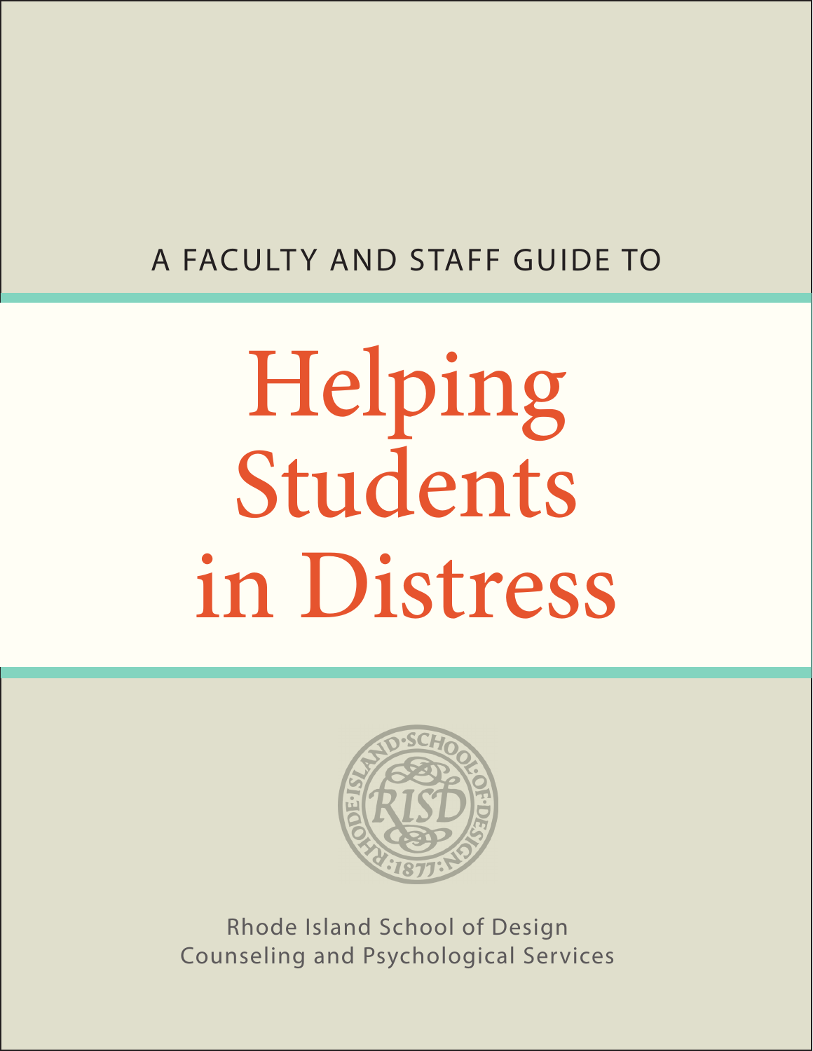A FACULTY AND STAFF GUIDE TO

# Helping Students in Distress

Rhode Island School of Design
Counseling and Psychological Services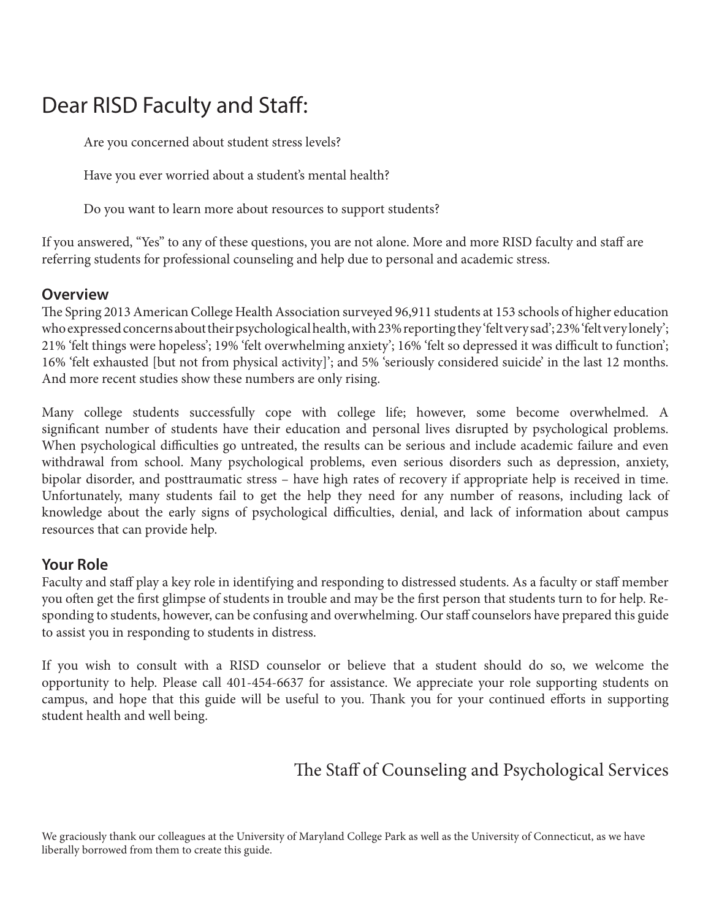# Dear RISD Faculty and Staff:

Are you concerned about student stress levels?

Have you ever worried about a student's mental health?

Do you want to learn more about resources to support students?

If you answered, "Yes" to any of these questions, you are not alone. More and more RISD faculty and staff are referring students for professional counseling and help due to personal and academic stress.

## Overview

The Spring 2013 American College Health Association surveyed 96,911 students at 153 schools of higher education who expressed concerns about their psychological health, with 23% reporting they 'felt very sad'; 23% 'felt very lonely'; 21% 'felt things were hopeless'; 19% 'felt overwhelming anxiety'; 16% 'felt so depressed it was difficult to function'; 16% 'felt exhausted [but not from physical activity]'; and 5% 'seriously considered suicide' in the last 12 months. And more recent studies show these numbers are only rising.

Many college students successfully cope with college life; however, some become overwhelmed. A significant number of students have their education and personal lives disrupted by psychological problems. When psychological difficulties go untreated, the results can be serious and include academic failure and even withdrawal from school. Many psychological problems, even serious disorders such as depression, anxiety, bipolar disorder, and posttraumatic stress – have high rates of recovery if appropriate help is received in time. Unfortunately, many students fail to get the help they need for any number of reasons, including lack of knowledge about the early signs of psychological difficulties, denial, and lack of information about campus resources that can provide help.

## Your Role

Faculty and staff play a key role in identifying and responding to distressed students. As a faculty or staff member you often get the first glimpse of students in trouble and may be the first person that students turn to for help. Responding to students, however, can be confusing and overwhelming. Our staff counselors have prepared this guide to assist you in responding to students in distress.

If you wish to consult with a RISD counselor or believe that a student should do so, we welcome the opportunity to help. Please call 401-454-6637 for assistance. We appreciate your role supporting students on campus, and hope that this guide will be useful to you. Thank you for your continued efforts in supporting student health and well being.

The Staff of Counseling and Psychological Services

We graciously thank our colleagues at the University of Maryland College Park as well as the University of Connecticut, as we have liberally borrowed from them to create this guide.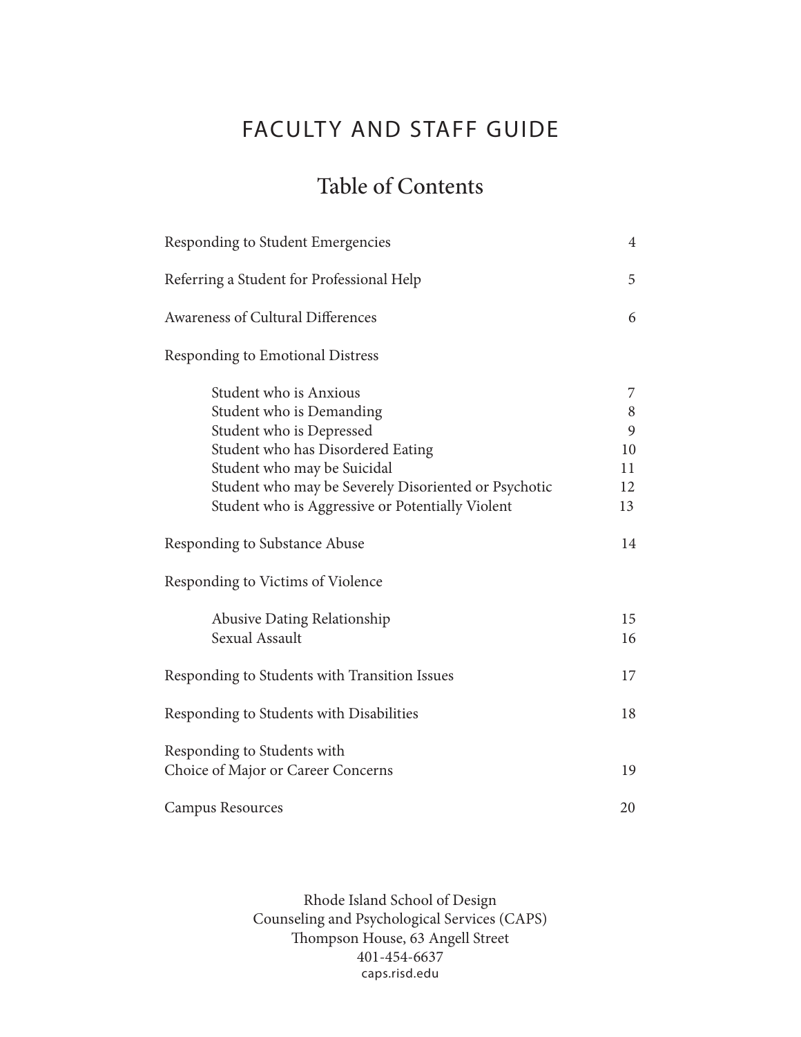# FACULTY AND STAFF GUIDE

## Table of Contents

| | |
|---|---|
| Responding to Student Emergencies | 4 |
| Referring a Student for Professional Help | 5 |
| Awareness of Cultural Differences | 6 |
| Responding to Emotional Distress | |
| Student who is Anxious | 7 |
| Student who is Demanding | 8 |
| Student who is Depressed | 9 |
| Student who has Disordered Eating | 10 |
| Student who may be Suicidal | 11 |
| Student who may be Severely Disoriented or Psychotic | 12 |
| Student who is Aggressive or Potentially Violent | 13 |
| Responding to Substance Abuse | 14 |
| Responding to Victims of Violence | |
| Abusive Dating Relationship | 15 |
| Sexual Assault | 16 |
| Responding to Students with Transition Issues | 17 |
| Responding to Students with Disabilities | 18 |
| Responding to Students with Choice of Major or Career Concerns | 19 |
| Campus Resources | 20 |

Rhode Island School of Design
Counseling and Psychological Services (CAPS)
Thompson House, 63 Angell Street
401-454-6637
caps.risd.edu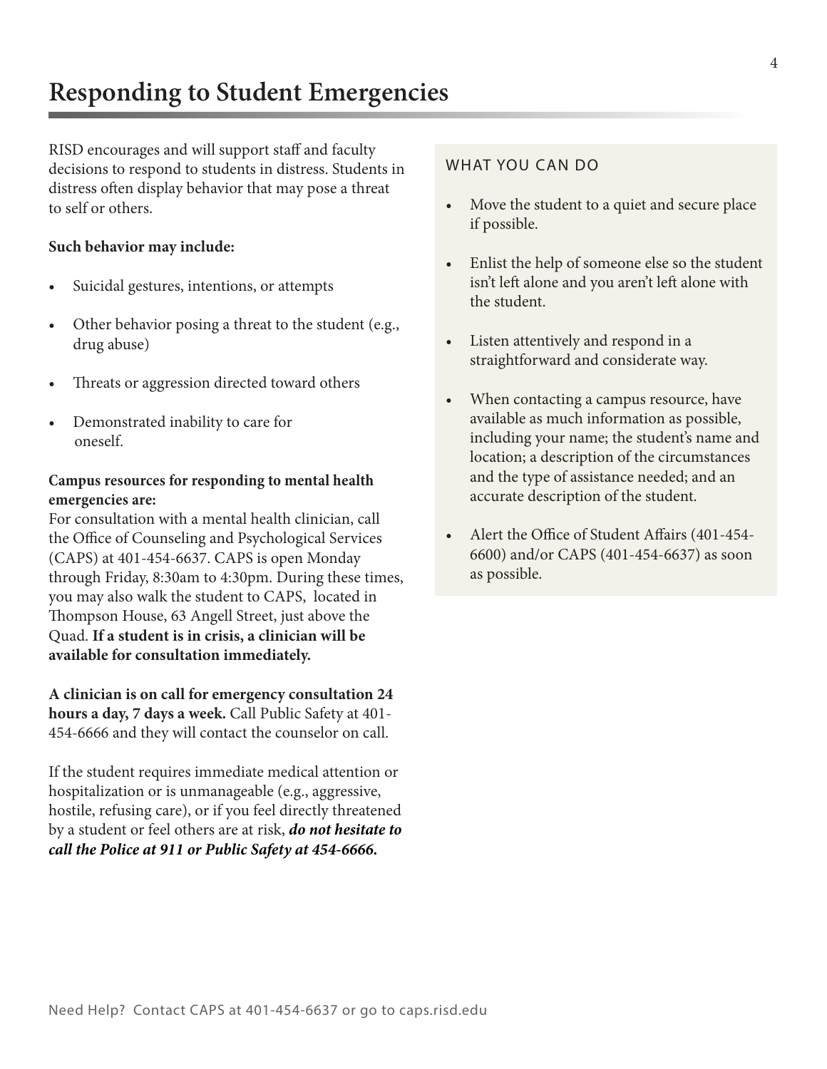# Responding to Student Emergencies

RISD encourages and will support staff and faculty decisions to respond to students in distress. Students in distress often display behavior that may pose a threat to self or others.

**Such behavior may include:**

- Suicidal gestures, intentions, or attempts
- Other behavior posing a threat to the student (e.g., drug abuse)
- Threats or aggression directed toward others
- Demonstrated inability to care for oneself.

**Campus resources for responding to mental health emergencies are:**
For consultation with a mental health clinician, call the Office of Counseling and Psychological Services (CAPS) at 401-454-6637. CAPS is open Monday through Friday, 8:30am to 4:30pm. During these times, you may also walk the student to CAPS, located in Thompson House, 63 Angell Street, just above the Quad. **If a student is in crisis, a clinician will be available for consultation immediately.**

**A clinician is on call for emergency consultation 24 hours a day, 7 days a week.** Call Public Safety at 401-454-6666 and they will contact the counselor on call.

If the student requires immediate medical attention or hospitalization or is unmanageable (e.g., aggressive, hostile, refusing care), or if you feel directly threatened by a student or feel others are at risk, ***do not hesitate to call the Police at 911 or Public Safety at 454-6666.***

## WHAT YOU CAN DO

- Move the student to a quiet and secure place if possible.
- Enlist the help of someone else so the student isn't left alone and you aren't left alone with the student.
- Listen attentively and respond in a straightforward and considerate way.
- When contacting a campus resource, have available as much information as possible, including your name; the student's name and location; a description of the circumstances and the type of assistance needed; and an accurate description of the student.
- Alert the Office of Student Affairs (401-454-6600) and/or CAPS (401-454-6637) as soon as possible.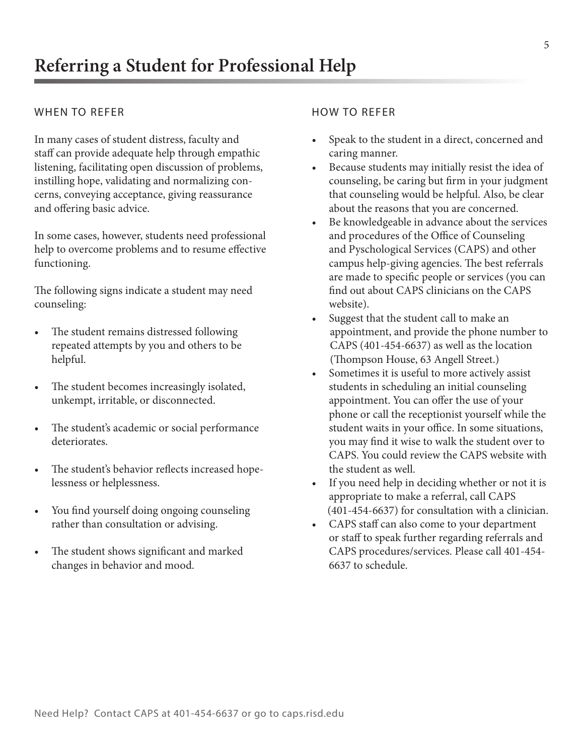# Referring a Student for Professional Help

## WHEN TO REFER

In many cases of student distress, faculty and staff can provide adequate help through empathic listening, facilitating open discussion of problems, instilling hope, validating and normalizing concerns, conveying acceptance, giving reassurance and offering basic advice.

In some cases, however, students need professional help to overcome problems and to resume effective functioning.

The following signs indicate a student may need counseling:

- The student remains distressed following repeated attempts by you and others to be helpful.
- The student becomes increasingly isolated, unkempt, irritable, or disconnected.
- The student's academic or social performance deteriorates.
- The student's behavior reflects increased hopelessness or helplessness.
- You find yourself doing ongoing counseling rather than consultation or advising.
- The student shows significant and marked changes in behavior and mood.

## HOW TO REFER

- Speak to the student in a direct, concerned and caring manner.
- Because students may initially resist the idea of counseling, be caring but firm in your judgment that counseling would be helpful. Also, be clear about the reasons that you are concerned.
- Be knowledgeable in advance about the services and procedures of the Office of Counseling and Psychological Services (CAPS) and other campus help-giving agencies. The best referrals are made to specific people or services (you can find out about CAPS clinicians on the CAPS website).
- Suggest that the student call to make an appointment, and provide the phone number to CAPS (401-454-6637) as well as the location (Thompson House, 63 Angell Street.)
- Sometimes it is useful to more actively assist students in scheduling an initial counseling appointment. You can offer the use of your phone or call the receptionist yourself while the student waits in your office. In some situations, you may find it wise to walk the student over to CAPS. You could review the CAPS website with the student as well.
- If you need help in deciding whether or not it is appropriate to make a referral, call CAPS (401-454-6637) for consultation with a clinician.
- CAPS staff can also come to your department or staff to speak further regarding referrals and CAPS procedures/services. Please call 401-454-6637 to schedule.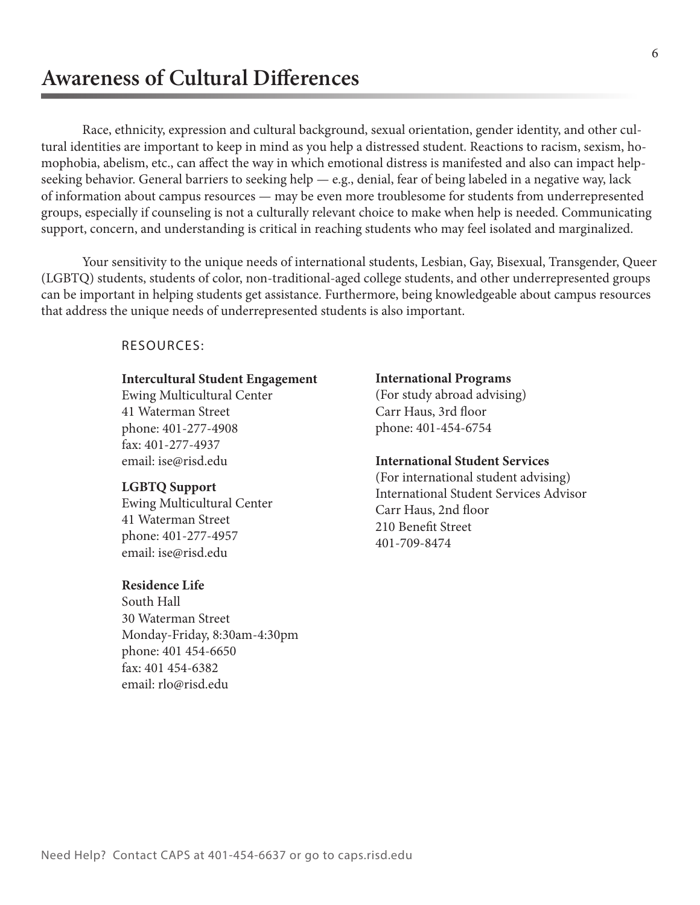# Awareness of Cultural Differences

Race, ethnicity, expression and cultural background, sexual orientation, gender identity, and other cultural identities are important to keep in mind as you help a distressed student. Reactions to racism, sexism, homophobia, abelism, etc., can affect the way in which emotional distress is manifested and also can impact help-seeking behavior. General barriers to seeking help — e.g., denial, fear of being labeled in a negative way, lack of information about campus resources — may be even more troublesome for students from underrepresented groups, especially if counseling is not a culturally relevant choice to make when help is needed. Communicating support, concern, and understanding is critical in reaching students who may feel isolated and marginalized.

Your sensitivity to the unique needs of international students, Lesbian, Gay, Bisexual, Transgender, Queer (LGBTQ) students, students of color, non-traditional-aged college students, and other underrepresented groups can be important in helping students get assistance. Furthermore, being knowledgeable about campus resources that address the unique needs of underrepresented students is also important.

RESOURCES:

**Intercultural Student Engagement**
Ewing Multicultural Center
41 Waterman Street
phone: 401-277-4908
fax: 401-277-4937
email: ise@risd.edu

**LGBTQ Support**
Ewing Multicultural Center
41 Waterman Street
phone: 401-277-4957
email: ise@risd.edu

**Residence Life**
South Hall
30 Waterman Street
Monday-Friday, 8:30am-4:30pm
phone: 401 454-6650
fax: 401 454-6382
email: rlo@risd.edu

**International Programs**
(For study abroad advising)
Carr Haus, 3rd floor
phone: 401-454-6754

**International Student Services**
(For international student advising)
International Student Services Advisor
Carr Haus, 2nd floor
210 Benefit Street
401-709-8474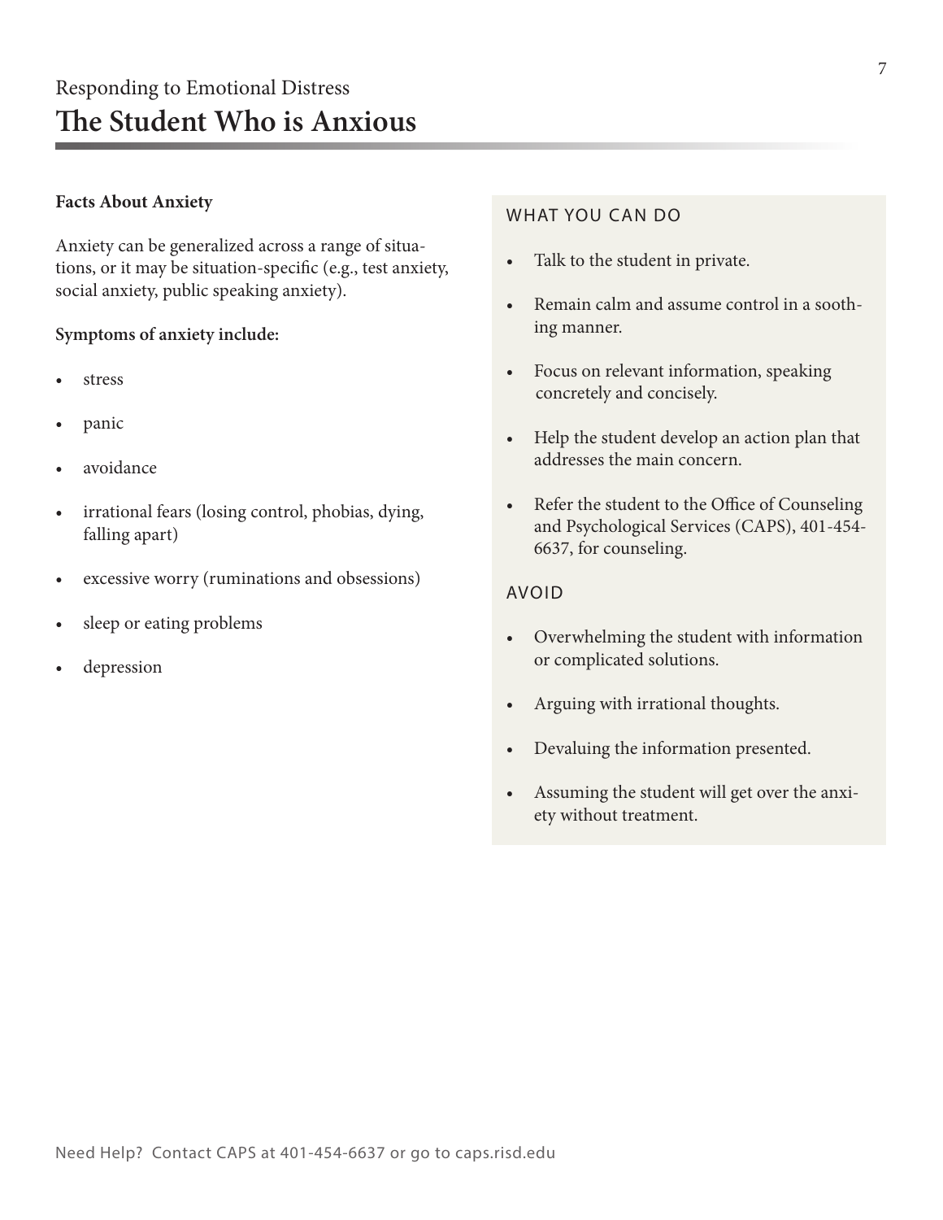Responding to Emotional Distress

# The Student Who is Anxious

**Facts About Anxiety**

Anxiety can be generalized across a range of situations, or it may be situation-specific (e.g., test anxiety, social anxiety, public speaking anxiety).

**Symptoms of anxiety include:**

- stress
- panic
- avoidance
- irrational fears (losing control, phobias, dying, falling apart)
- excessive worry (ruminations and obsessions)
- sleep or eating problems
- depression

## WHAT YOU CAN DO

- Talk to the student in private.
- Remain calm and assume control in a soothing manner.
- Focus on relevant information, speaking concretely and concisely.
- Help the student develop an action plan that addresses the main concern.
- Refer the student to the Office of Counseling and Psychological Services (CAPS), 401-454-6637, for counseling.

## AVOID

- Overwhelming the student with information or complicated solutions.
- Arguing with irrational thoughts.
- Devaluing the information presented.
- Assuming the student will get over the anxiety without treatment.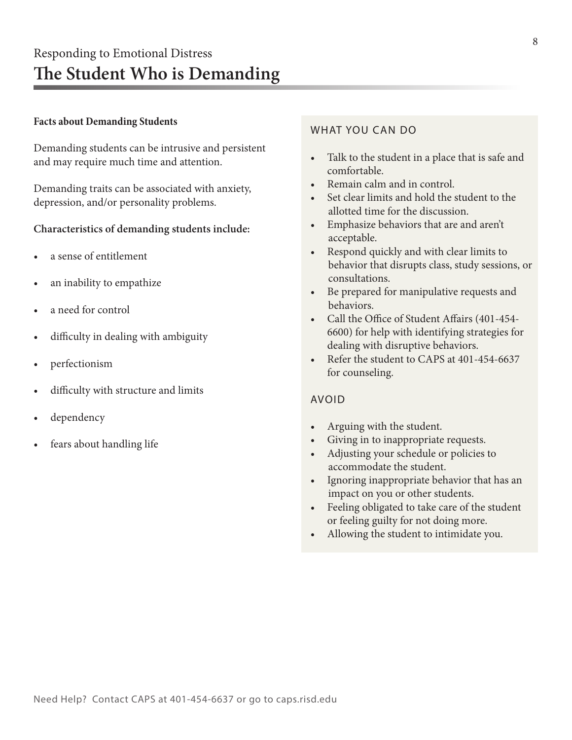Responding to Emotional Distress

# The Student Who is Demanding

**Facts about Demanding Students**

Demanding students can be intrusive and persistent and may require much time and attention.

Demanding traits can be associated with anxiety, depression, and/or personality problems.

**Characteristics of demanding students include:**

- a sense of entitlement
- an inability to empathize
- a need for control
- difficulty in dealing with ambiguity
- perfectionism
- difficulty with structure and limits
- dependency
- fears about handling life

## WHAT YOU CAN DO

- Talk to the student in a place that is safe and comfortable.
- Remain calm and in control.
- Set clear limits and hold the student to the allotted time for the discussion.
- Emphasize behaviors that are and aren't acceptable.
- Respond quickly and with clear limits to behavior that disrupts class, study sessions, or consultations.
- Be prepared for manipulative requests and behaviors.
- Call the Office of Student Affairs (401-454-6600) for help with identifying strategies for dealing with disruptive behaviors.
- Refer the student to CAPS at 401-454-6637 for counseling.

## AVOID

- Arguing with the student.
- Giving in to inappropriate requests.
- Adjusting your schedule or policies to accommodate the student.
- Ignoring inappropriate behavior that has an impact on you or other students.
- Feeling obligated to take care of the student or feeling guilty for not doing more.
- Allowing the student to intimidate you.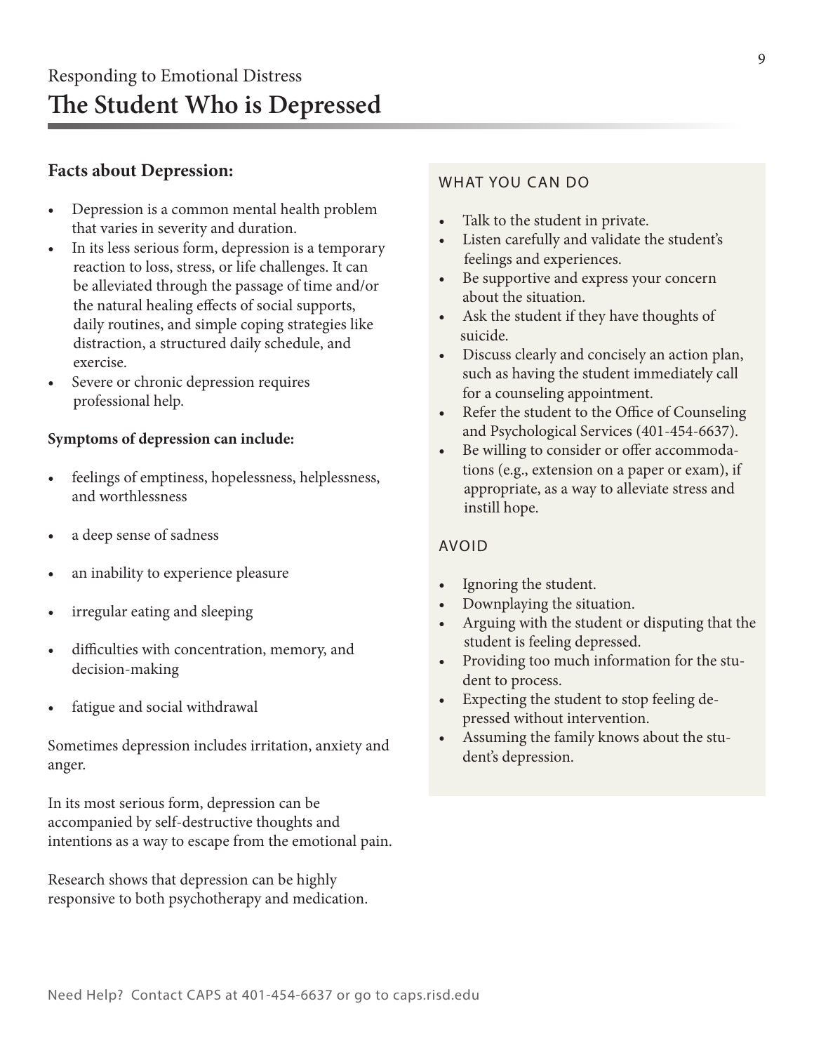Responding to Emotional Distress

# The Student Who is Depressed

## Facts about Depression:

- Depression is a common mental health problem that varies in severity and duration.
- In its less serious form, depression is a temporary reaction to loss, stress, or life challenges. It can be alleviated through the passage of time and/or the natural healing effects of social supports, daily routines, and simple coping strategies like distraction, a structured daily schedule, and exercise.
- Severe or chronic depression requires professional help.

**Symptoms of depression can include:**

- feelings of emptiness, hopelessness, helplessness, and worthlessness
- a deep sense of sadness
- an inability to experience pleasure
- irregular eating and sleeping
- difficulties with concentration, memory, and decision-making
- fatigue and social withdrawal

Sometimes depression includes irritation, anxiety and anger.

In its most serious form, depression can be accompanied by self-destructive thoughts and intentions as a way to escape from the emotional pain.

Research shows that depression can be highly responsive to both psychotherapy and medication.

### WHAT YOU CAN DO

- Talk to the student in private.
- Listen carefully and validate the student's feelings and experiences.
- Be supportive and express your concern about the situation.
- Ask the student if they have thoughts of suicide.
- Discuss clearly and concisely an action plan, such as having the student immediately call for a counseling appointment.
- Refer the student to the Office of Counseling and Psychological Services (401-454-6637).
- Be willing to consider or offer accommodations (e.g., extension on a paper or exam), if appropriate, as a way to alleviate stress and instill hope.

### AVOID

- Ignoring the student.
- Downplaying the situation.
- Arguing with the student or disputing that the student is feeling depressed.
- Providing too much information for the student to process.
- Expecting the student to stop feeling depressed without intervention.
- Assuming the family knows about the student's depression.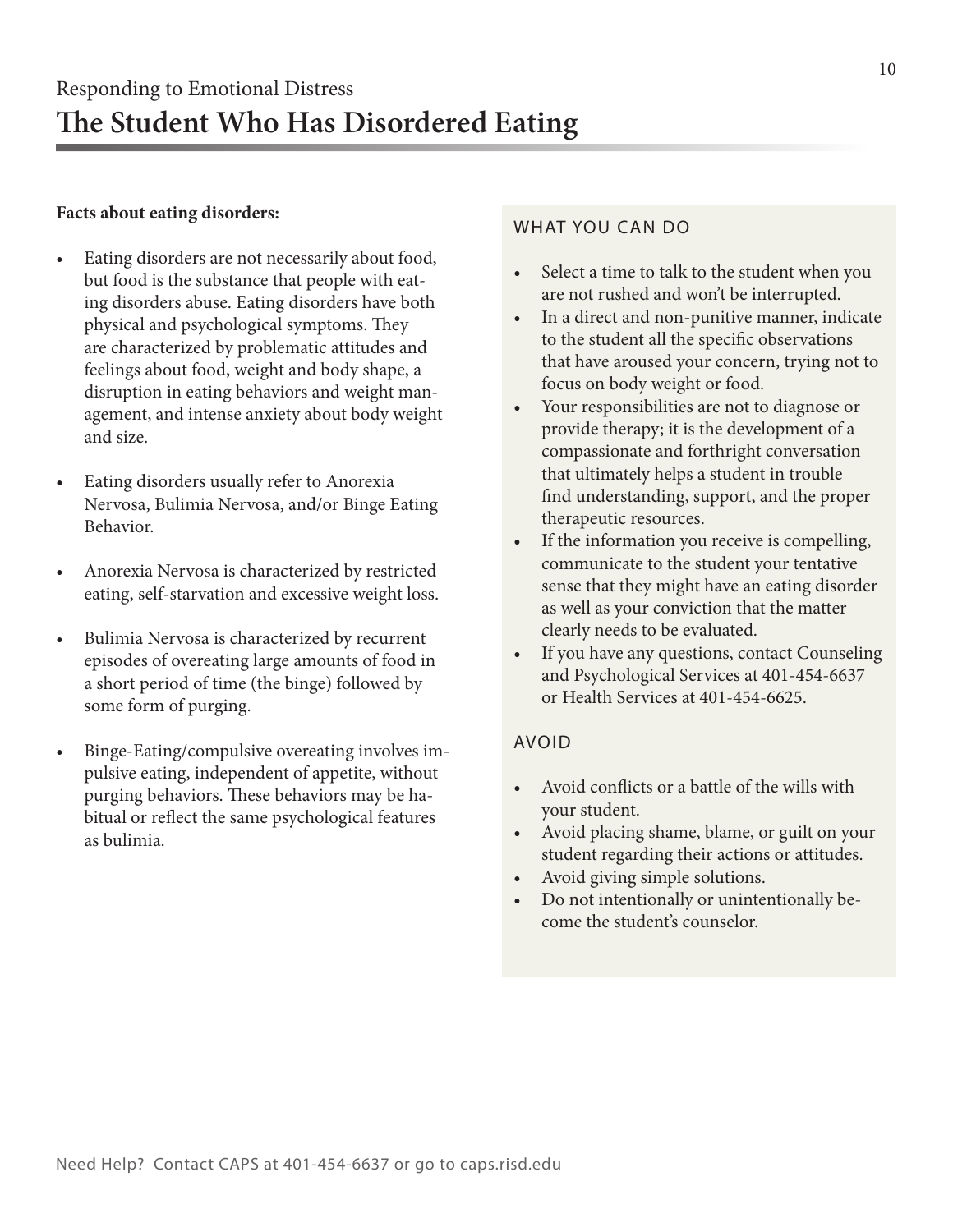Responding to Emotional Distress

# The Student Who Has Disordered Eating

**Facts about eating disorders:**

- Eating disorders are not necessarily about food, but food is the substance that people with eating disorders abuse. Eating disorders have both physical and psychological symptoms. They are characterized by problematic attitudes and feelings about food, weight and body shape, a disruption in eating behaviors and weight management, and intense anxiety about body weight and size.
- Eating disorders usually refer to Anorexia Nervosa, Bulimia Nervosa, and/or Binge Eating Behavior.
- Anorexia Nervosa is characterized by restricted eating, self-starvation and excessive weight loss.
- Bulimia Nervosa is characterized by recurrent episodes of overeating large amounts of food in a short period of time (the binge) followed by some form of purging.
- Binge-Eating/compulsive overeating involves impulsive eating, independent of appetite, without purging behaviors. These behaviors may be habitual or reflect the same psychological features as bulimia.

## WHAT YOU CAN DO

- Select a time to talk to the student when you are not rushed and won't be interrupted.
- In a direct and non-punitive manner, indicate to the student all the specific observations that have aroused your concern, trying not to focus on body weight or food.
- Your responsibilities are not to diagnose or provide therapy; it is the development of a compassionate and forthright conversation that ultimately helps a student in trouble find understanding, support, and the proper therapeutic resources.
- If the information you receive is compelling, communicate to the student your tentative sense that they might have an eating disorder as well as your conviction that the matter clearly needs to be evaluated.
- If you have any questions, contact Counseling and Psychological Services at 401-454-6637 or Health Services at 401-454-6625.

## AVOID

- Avoid conflicts or a battle of the wills with your student.
- Avoid placing shame, blame, or guilt on your student regarding their actions or attitudes.
- Avoid giving simple solutions.
- Do not intentionally or unintentionally become the student's counselor.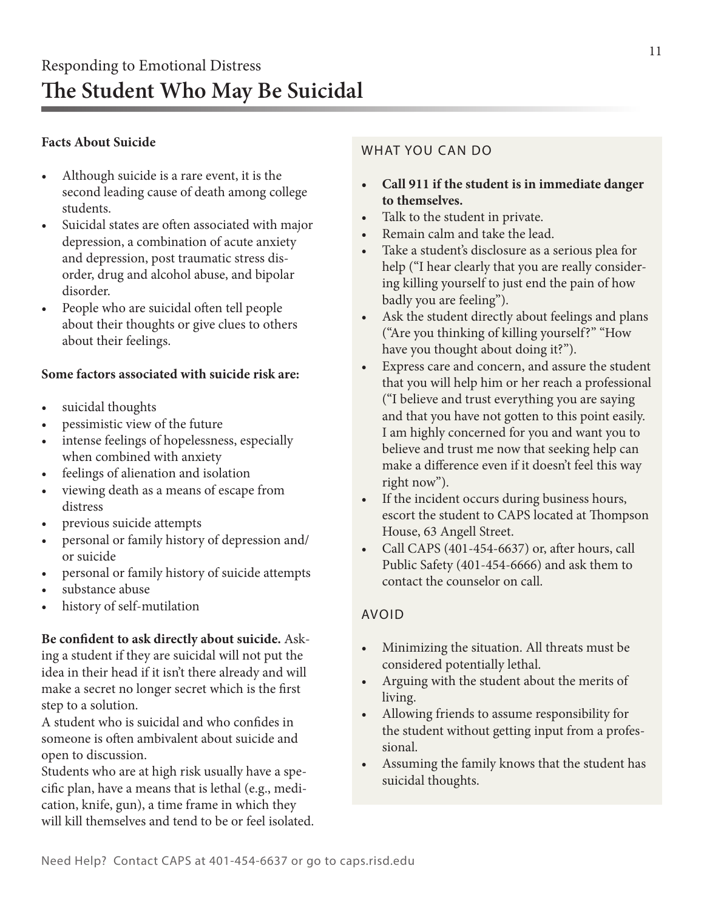Responding to Emotional Distress

# The Student Who May Be Suicidal

**Facts About Suicide**

- Although suicide is a rare event, it is the second leading cause of death among college students.
- Suicidal states are often associated with major depression, a combination of acute anxiety and depression, post traumatic stress disorder, drug and alcohol abuse, and bipolar disorder.
- People who are suicidal often tell people about their thoughts or give clues to others about their feelings.

**Some factors associated with suicide risk are:**

- suicidal thoughts
- pessimistic view of the future
- intense feelings of hopelessness, especially when combined with anxiety
- feelings of alienation and isolation
- viewing death as a means of escape from distress
- previous suicide attempts
- personal or family history of depression and/or suicide
- personal or family history of suicide attempts
- substance abuse
- history of self-mutilation

**Be confident to ask directly about suicide.** Asking a student if they are suicidal will not put the idea in their head if it isn't there already and will make a secret no longer secret which is the first step to a solution.

A student who is suicidal and who confides in someone is often ambivalent about suicide and open to discussion.

Students who are at high risk usually have a specific plan, have a means that is lethal (e.g., medication, knife, gun), a time frame in which they will kill themselves and tend to be or feel isolated.

## WHAT YOU CAN DO

- **Call 911 if the student is in immediate danger to themselves.**
- Talk to the student in private.
- Remain calm and take the lead.
- Take a student's disclosure as a serious plea for help ("I hear clearly that you are really considering killing yourself to just end the pain of how badly you are feeling").
- Ask the student directly about feelings and plans ("Are you thinking of killing yourself?" "How have you thought about doing it?").
- Express care and concern, and assure the student that you will help him or her reach a professional ("I believe and trust everything you are saying and that you have not gotten to this point easily. I am highly concerned for you and want you to believe and trust me now that seeking help can make a difference even if it doesn't feel this way right now").
- If the incident occurs during business hours, escort the student to CAPS located at Thompson House, 63 Angell Street.
- Call CAPS (401-454-6637) or, after hours, call Public Safety (401-454-6666) and ask them to contact the counselor on call.

## AVOID

- Minimizing the situation. All threats must be considered potentially lethal.
- Arguing with the student about the merits of living.
- Allowing friends to assume responsibility for the student without getting input from a professional.
- Assuming the family knows that the student has suicidal thoughts.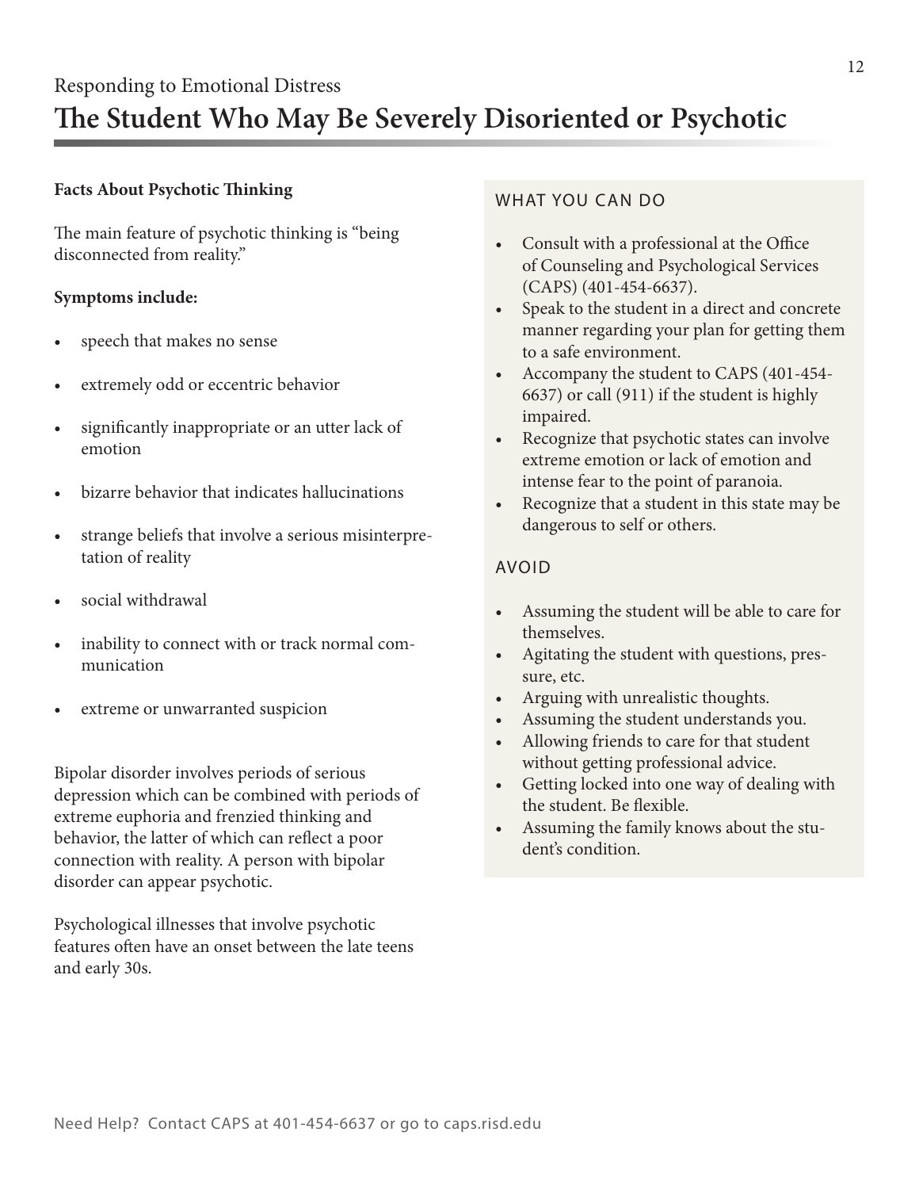Responding to Emotional Distress

# The Student Who May Be Severely Disoriented or Psychotic

**Facts About Psychotic Thinking**

The main feature of psychotic thinking is "being disconnected from reality."

**Symptoms include:**

- speech that makes no sense
- extremely odd or eccentric behavior
- significantly inappropriate or an utter lack of emotion
- bizarre behavior that indicates hallucinations
- strange beliefs that involve a serious misinterpretation of reality
- social withdrawal
- inability to connect with or track normal communication
- extreme or unwarranted suspicion

Bipolar disorder involves periods of serious depression which can be combined with periods of extreme euphoria and frenzied thinking and behavior, the latter of which can reflect a poor connection with reality. A person with bipolar disorder can appear psychotic.

Psychological illnesses that involve psychotic features often have an onset between the late teens and early 30s.

## WHAT YOU CAN DO

- Consult with a professional at the Office of Counseling and Psychological Services (CAPS) (401-454-6637).
- Speak to the student in a direct and concrete manner regarding your plan for getting them to a safe environment.
- Accompany the student to CAPS (401-454-6637) or call (911) if the student is highly impaired.
- Recognize that psychotic states can involve extreme emotion or lack of emotion and intense fear to the point of paranoia.
- Recognize that a student in this state may be dangerous to self or others.

## AVOID

- Assuming the student will be able to care for themselves.
- Agitating the student with questions, pressure, etc.
- Arguing with unrealistic thoughts.
- Assuming the student understands you.
- Allowing friends to care for that student without getting professional advice.
- Getting locked into one way of dealing with the student. Be flexible.
- Assuming the family knows about the student's condition.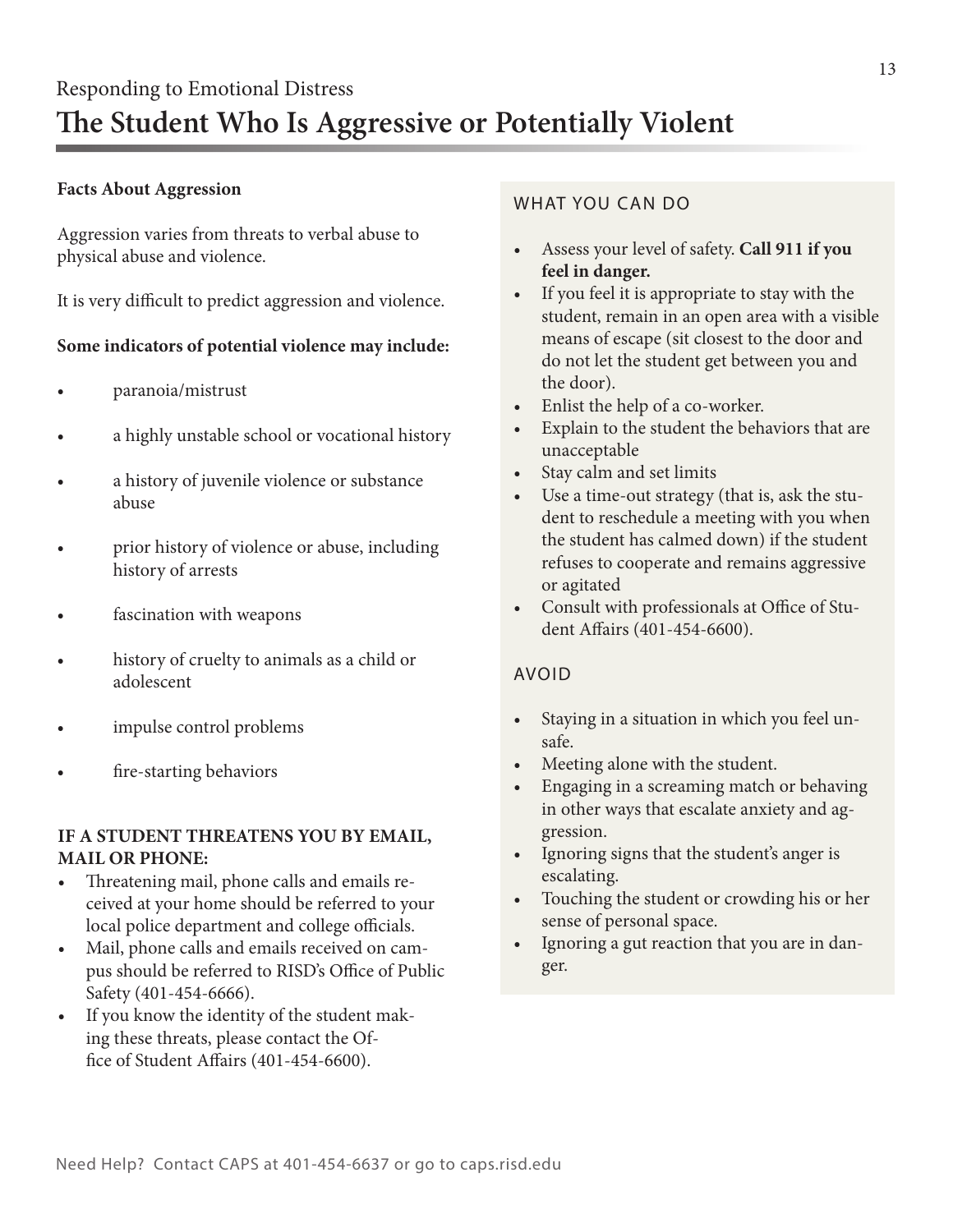Responding to Emotional Distress

# The Student Who Is Aggressive or Potentially Violent

**Facts About Aggression**

Aggression varies from threats to verbal abuse to physical abuse and violence.

It is very difficult to predict aggression and violence.

**Some indicators of potential violence may include:**

- paranoia/mistrust
- a highly unstable school or vocational history
- a history of juvenile violence or substance abuse
- prior history of violence or abuse, including history of arrests
- fascination with weapons
- history of cruelty to animals as a child or adolescent
- impulse control problems
- fire-starting behaviors

**IF A STUDENT THREATENS YOU BY EMAIL, MAIL OR PHONE:**

- Threatening mail, phone calls and emails received at your home should be referred to your local police department and college officials.
- Mail, phone calls and emails received on campus should be referred to RISD's Office of Public Safety (401-454-6666).
- If you know the identity of the student making these threats, please contact the Office of Student Affairs (401-454-6600).

## WHAT YOU CAN DO

- Assess your level of safety. **Call 911 if you feel in danger.**
- If you feel it is appropriate to stay with the student, remain in an open area with a visible means of escape (sit closest to the door and do not let the student get between you and the door).
- Enlist the help of a co-worker.
- Explain to the student the behaviors that are unacceptable
- Stay calm and set limits
- Use a time-out strategy (that is, ask the student to reschedule a meeting with you when the student has calmed down) if the student refuses to cooperate and remains aggressive or agitated
- Consult with professionals at Office of Student Affairs (401-454-6600).

## AVOID

- Staying in a situation in which you feel unsafe.
- Meeting alone with the student.
- Engaging in a screaming match or behaving in other ways that escalate anxiety and aggression.
- Ignoring signs that the student's anger is escalating.
- Touching the student or crowding his or her sense of personal space.
- Ignoring a gut reaction that you are in danger.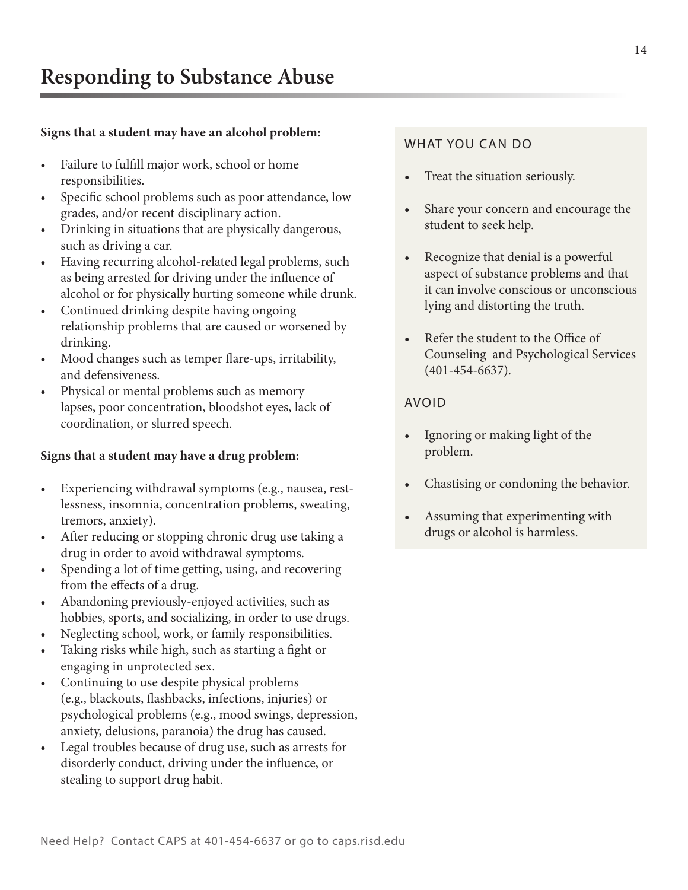# Responding to Substance Abuse

**Signs that a student may have an alcohol problem:**

- Failure to fulfill major work, school or home responsibilities.
- Specific school problems such as poor attendance, low grades, and/or recent disciplinary action.
- Drinking in situations that are physically dangerous, such as driving a car.
- Having recurring alcohol-related legal problems, such as being arrested for driving under the influence of alcohol or for physically hurting someone while drunk.
- Continued drinking despite having ongoing relationship problems that are caused or worsened by drinking.
- Mood changes such as temper flare-ups, irritability, and defensiveness.
- Physical or mental problems such as memory lapses, poor concentration, bloodshot eyes, lack of coordination, or slurred speech.

**Signs that a student may have a drug problem:**

- Experiencing withdrawal symptoms (e.g., nausea, restlessness, insomnia, concentration problems, sweating, tremors, anxiety).
- After reducing or stopping chronic drug use taking a drug in order to avoid withdrawal symptoms.
- Spending a lot of time getting, using, and recovering from the effects of a drug.
- Abandoning previously-enjoyed activities, such as hobbies, sports, and socializing, in order to use drugs.
- Neglecting school, work, or family responsibilities.
- Taking risks while high, such as starting a fight or engaging in unprotected sex.
- Continuing to use despite physical problems (e.g., blackouts, flashbacks, infections, injuries) or psychological problems (e.g., mood swings, depression, anxiety, delusions, paranoia) the drug has caused.
- Legal troubles because of drug use, such as arrests for disorderly conduct, driving under the influence, or stealing to support drug habit.

## WHAT YOU CAN DO

- Treat the situation seriously.
- Share your concern and encourage the student to seek help.
- Recognize that denial is a powerful aspect of substance problems and that it can involve conscious or unconscious lying and distorting the truth.
- Refer the student to the Office of Counseling and Psychological Services (401-454-6637).

## AVOID

- Ignoring or making light of the problem.
- Chastising or condoning the behavior.
- Assuming that experimenting with drugs or alcohol is harmless.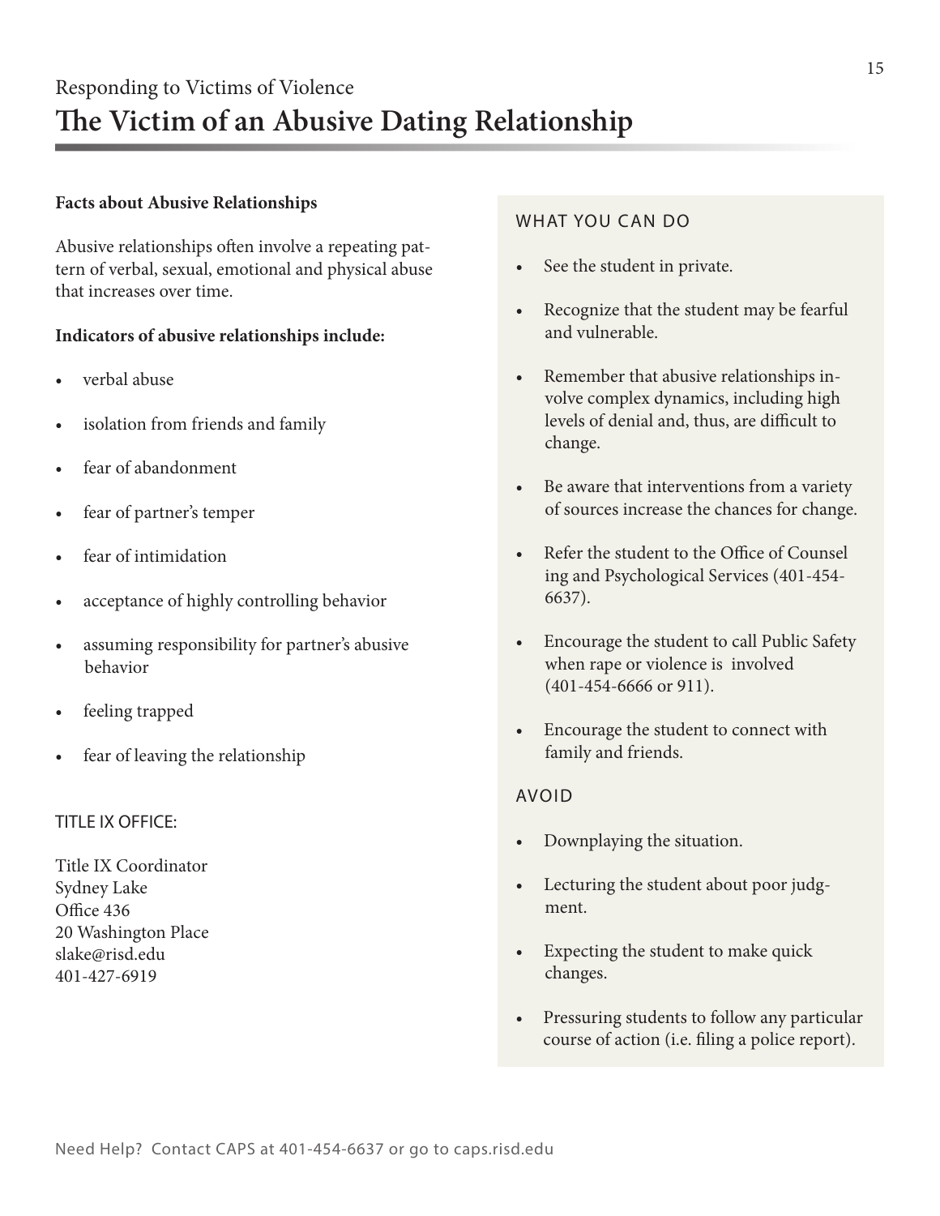Responding to Victims of Violence

# The Victim of an Abusive Dating Relationship

**Facts about Abusive Relationships**

Abusive relationships often involve a repeating pattern of verbal, sexual, emotional and physical abuse that increases over time.

**Indicators of abusive relationships include:**

- verbal abuse
- isolation from friends and family
- fear of abandonment
- fear of partner's temper
- fear of intimidation
- acceptance of highly controlling behavior
- assuming responsibility for partner's abusive behavior
- feeling trapped
- fear of leaving the relationship

TITLE IX OFFICE:

Title IX Coordinator
Sydney Lake
Office 436
20 Washington Place
slake@risd.edu
401-427-6919

WHAT YOU CAN DO

- See the student in private.
- Recognize that the student may be fearful and vulnerable.
- Remember that abusive relationships involve complex dynamics, including high levels of denial and, thus, are difficult to change.
- Be aware that interventions from a variety of sources increase the chances for change.
- Refer the student to the Office of Counseling and Psychological Services (401-454-6637).
- Encourage the student to call Public Safety when rape or violence is involved (401-454-6666 or 911).
- Encourage the student to connect with family and friends.

AVOID

- Downplaying the situation.
- Lecturing the student about poor judgment.
- Expecting the student to make quick changes.
- Pressuring students to follow any particular course of action (i.e. filing a police report).

Need Help? Contact CAPS at 401-454-6637 or go to caps.risd.edu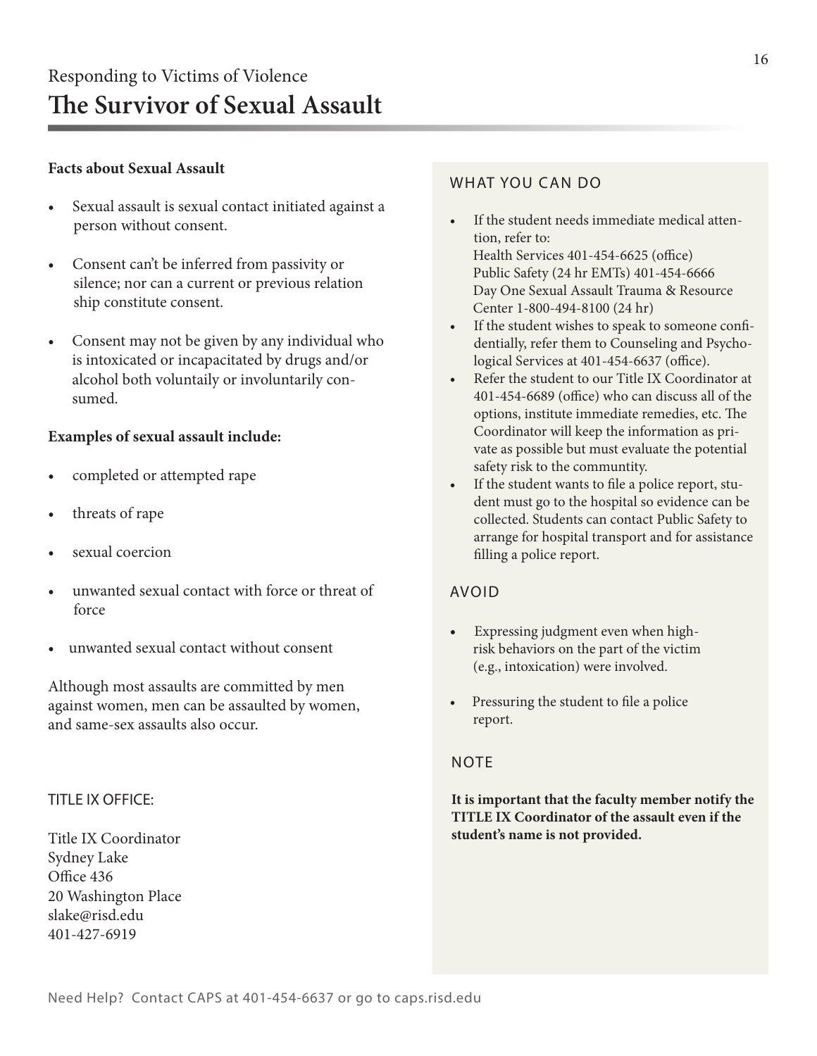Responding to Victims of Violence

# The Survivor of Sexual Assault

**Facts about Sexual Assault**

- Sexual assault is sexual contact initiated against a person without consent.
- Consent can't be inferred from passivity or silence; nor can a current or previous relation ship constitute consent.
- Consent may not be given by any individual who is intoxicated or incapacitated by drugs and/or alcohol both voluntaily or involuntarily consumed.

**Examples of sexual assault include:**

- completed or attempted rape
- threats of rape
- sexual coercion
- unwanted sexual contact with force or threat of force
- unwanted sexual contact without consent

Although most assaults are committed by men against women, men can be assaulted by women, and same-sex assaults also occur.

TITLE IX OFFICE:

Title IX Coordinator
Sydney Lake
Office 436
20 Washington Place
slake@risd.edu
401-427-6919

## WHAT YOU CAN DO

- If the student needs immediate medical attention, refer to:
  Health Services 401-454-6625 (office)
  Public Safety (24 hr EMTs) 401-454-6666
  Day One Sexual Assault Trauma & Resource Center 1-800-494-8100 (24 hr)
- If the student wishes to speak to someone confidentially, refer them to Counseling and Psychological Services at 401-454-6637 (office).
- Refer the student to our Title IX Coordinator at 401-454-6689 (office) who can discuss all of the options, institute immediate remedies, etc. The Coordinator will keep the information as private as possible but must evaluate the potential safety risk to the communtity.
- If the student wants to file a police report, student must go to the hospital so evidence can be collected. Students can contact Public Safety to arrange for hospital transport and for assistance filling a police report.

## AVOID

- Expressing judgment even when high-risk behaviors on the part of the victim (e.g., intoxication) were involved.
- Pressuring the student to file a police report.

## NOTE

**It is important that the faculty member notify the TITLE IX Coordinator of the assault even if the student's name is not provided.**

Need Help? Contact CAPS at 401-454-6637 or go to caps.risd.edu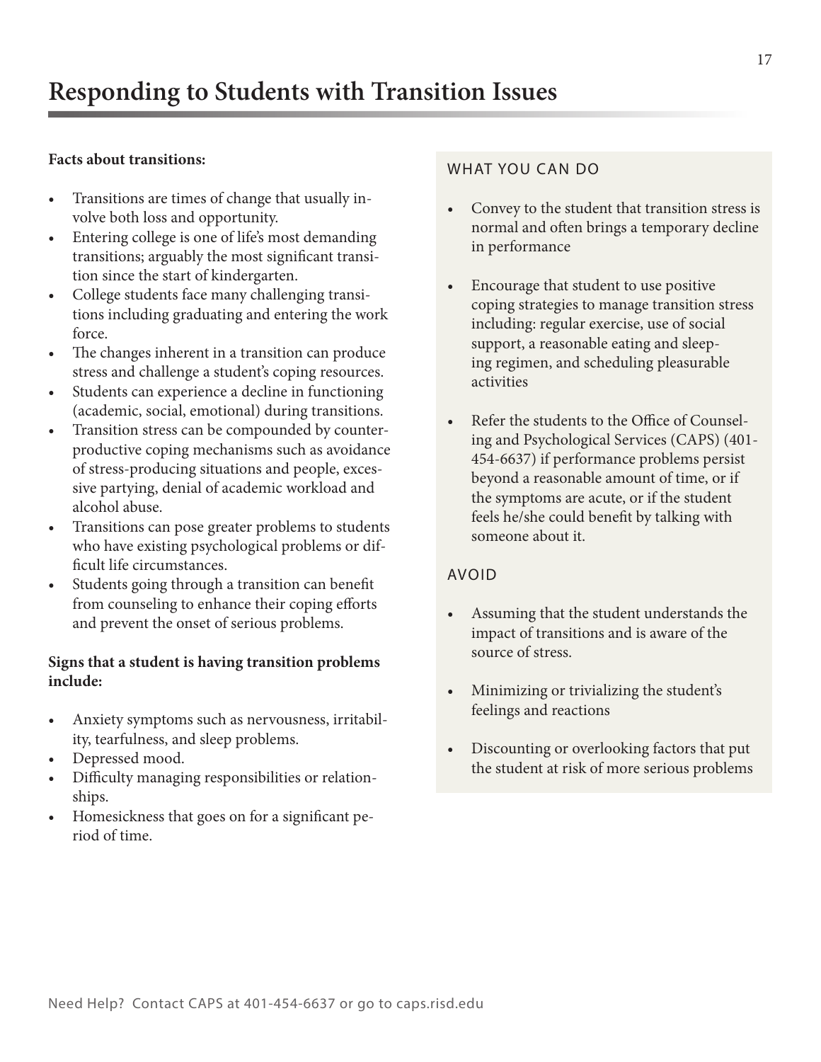# Responding to Students with Transition Issues

**Facts about transitions:**

- Transitions are times of change that usually involve both loss and opportunity.
- Entering college is one of life's most demanding transitions; arguably the most significant transition since the start of kindergarten.
- College students face many challenging transitions including graduating and entering the work force.
- The changes inherent in a transition can produce stress and challenge a student's coping resources.
- Students can experience a decline in functioning (academic, social, emotional) during transitions.
- Transition stress can be compounded by counterproductive coping mechanisms such as avoidance of stress-producing situations and people, excessive partying, denial of academic workload and alcohol abuse.
- Transitions can pose greater problems to students who have existing psychological problems or difficult life circumstances.
- Students going through a transition can benefit from counseling to enhance their coping efforts and prevent the onset of serious problems.

**Signs that a student is having transition problems include:**

- Anxiety symptoms such as nervousness, irritability, tearfulness, and sleep problems.
- Depressed mood.
- Difficulty managing responsibilities or relationships.
- Homesickness that goes on for a significant period of time.

## WHAT YOU CAN DO

- Convey to the student that transition stress is normal and often brings a temporary decline in performance
- Encourage that student to use positive coping strategies to manage transition stress including: regular exercise, use of social support, a reasonable eating and sleeping regimen, and scheduling pleasurable activities
- Refer the students to the Office of Counseling and Psychological Services (CAPS) (401-454-6637) if performance problems persist beyond a reasonable amount of time, or if the symptoms are acute, or if the student feels he/she could benefit by talking with someone about it.

## AVOID

- Assuming that the student understands the impact of transitions and is aware of the source of stress.
- Minimizing or trivializing the student's feelings and reactions
- Discounting or overlooking factors that put the student at risk of more serious problems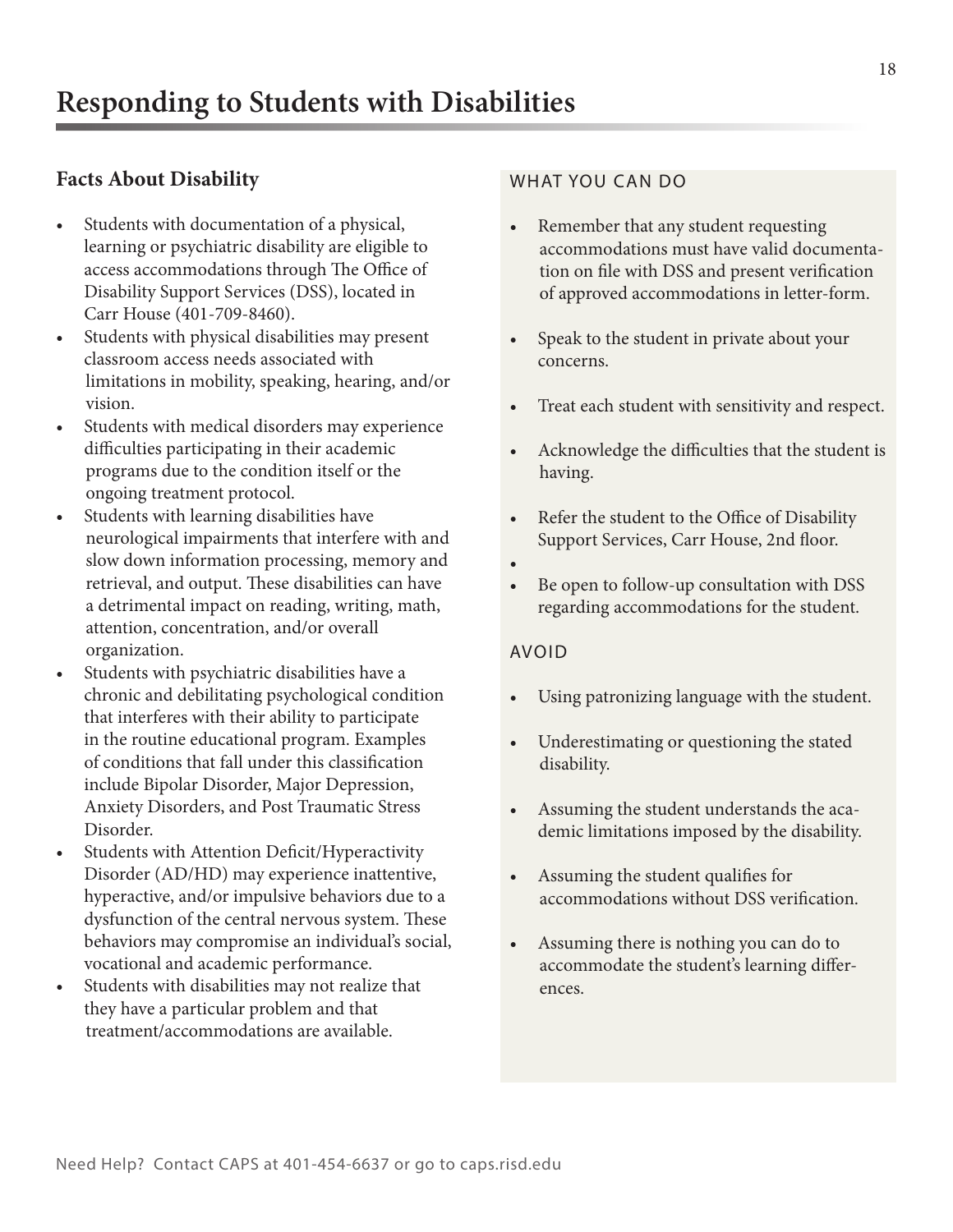# Responding to Students with Disabilities

## Facts About Disability

- Students with documentation of a physical, learning or psychiatric disability are eligible to access accommodations through The Office of Disability Support Services (DSS), located in Carr House (401-709-8460).
- Students with physical disabilities may present classroom access needs associated with limitations in mobility, speaking, hearing, and/or vision.
- Students with medical disorders may experience difficulties participating in their academic programs due to the condition itself or the ongoing treatment protocol.
- Students with learning disabilities have neurological impairments that interfere with and slow down information processing, memory and retrieval, and output. These disabilities can have a detrimental impact on reading, writing, math, attention, concentration, and/or overall organization.
- Students with psychiatric disabilities have a chronic and debilitating psychological condition that interferes with their ability to participate in the routine educational program. Examples of conditions that fall under this classification include Bipolar Disorder, Major Depression, Anxiety Disorders, and Post Traumatic Stress Disorder.
- Students with Attention Deficit/Hyperactivity Disorder (AD/HD) may experience inattentive, hyperactive, and/or impulsive behaviors due to a dysfunction of the central nervous system. These behaviors may compromise an individual's social, vocational and academic performance.
- Students with disabilities may not realize that they have a particular problem and that treatment/accommodations are available.

### WHAT YOU CAN DO

- Remember that any student requesting accommodations must have valid documentation on file with DSS and present verification of approved accommodations in letter-form.
- Speak to the student in private about your concerns.
- Treat each student with sensitivity and respect.
- Acknowledge the difficulties that the student is having.
- Refer the student to the Office of Disability Support Services, Carr House, 2nd floor.
- Be open to follow-up consultation with DSS regarding accommodations for the student.

### AVOID

- Using patronizing language with the student.
- Underestimating or questioning the stated disability.
- Assuming the student understands the academic limitations imposed by the disability.
- Assuming the student qualifies for accommodations without DSS verification.
- Assuming there is nothing you can do to accommodate the student's learning differences.

Need Help? Contact CAPS at 401-454-6637 or go to caps.risd.edu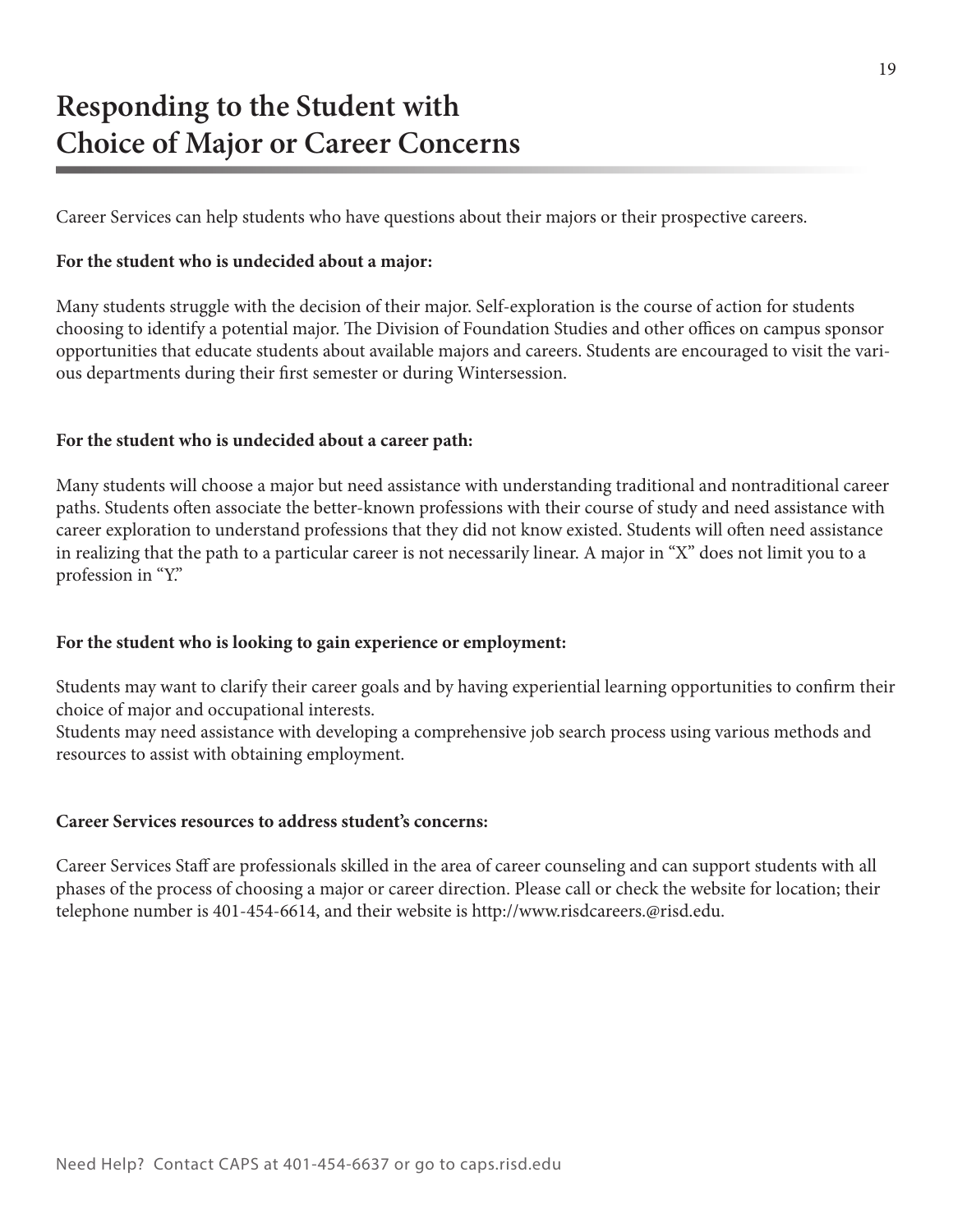# Responding to the Student with Choice of Major or Career Concerns

Career Services can help students who have questions about their majors or their prospective careers.

**For the student who is undecided about a major:**

Many students struggle with the decision of their major. Self-exploration is the course of action for students choosing to identify a potential major. The Division of Foundation Studies and other offices on campus sponsor opportunities that educate students about available majors and careers. Students are encouraged to visit the various departments during their first semester or during Wintersession.

**For the student who is undecided about a career path:**

Many students will choose a major but need assistance with understanding traditional and nontraditional career paths. Students often associate the better-known professions with their course of study and need assistance with career exploration to understand professions that they did not know existed. Students will often need assistance in realizing that the path to a particular career is not necessarily linear. A major in "X" does not limit you to a profession in "Y."

**For the student who is looking to gain experience or employment:**

Students may want to clarify their career goals and by having experiential learning opportunities to confirm their choice of major and occupational interests.
Students may need assistance with developing a comprehensive job search process using various methods and resources to assist with obtaining employment.

**Career Services resources to address student's concerns:**

Career Services Staff are professionals skilled in the area of career counseling and can support students with all phases of the process of choosing a major or career direction. Please call or check the website for location; their telephone number is 401-454-6614, and their website is http://www.risdcareers.@risd.edu.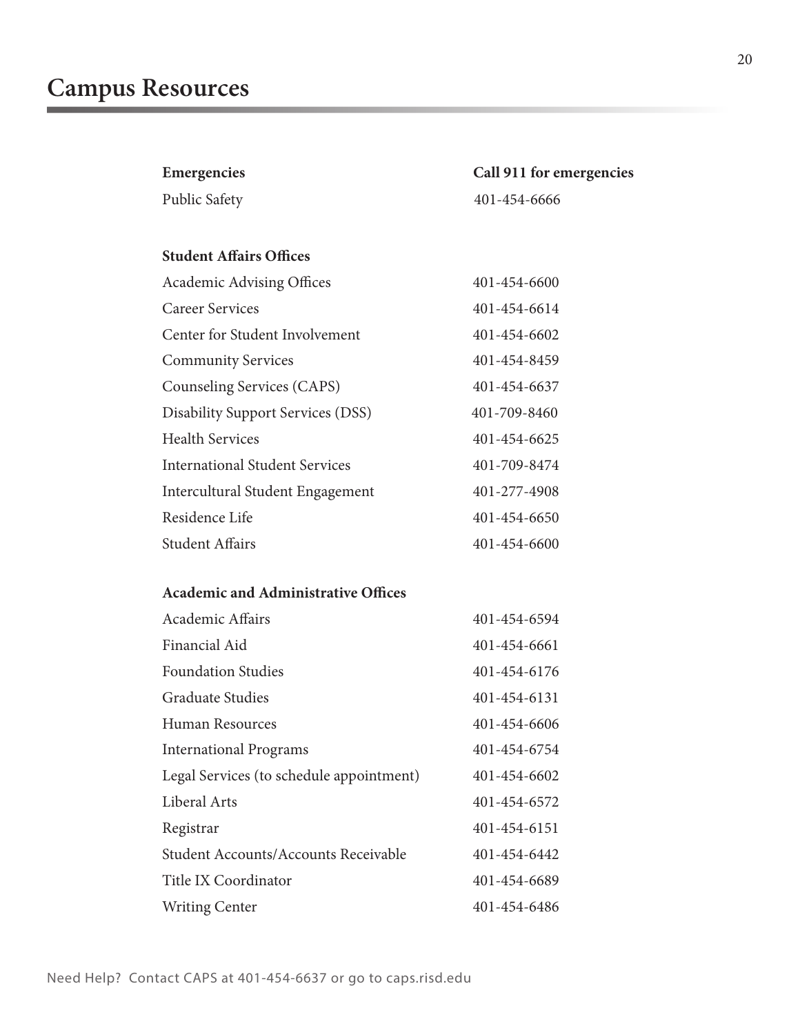# Campus Resources

| | |
|---|---|
| **Emergencies** | **Call 911 for emergencies** |
| Public Safety | 401-454-6666 |
| | |
| **Student Affairs Offices** | |
| Academic Advising Offices | 401-454-6600 |
| Career Services | 401-454-6614 |
| Center for Student Involvement | 401-454-6602 |
| Community Services | 401-454-8459 |
| Counseling Services (CAPS) | 401-454-6637 |
| Disability Support Services (DSS) | 401-709-8460 |
| Health Services | 401-454-6625 |
| International Student Services | 401-709-8474 |
| Intercultural Student Engagement | 401-277-4908 |
| Residence Life | 401-454-6650 |
| Student Affairs | 401-454-6600 |
| | |
| **Academic and Administrative Offices** | |
| Academic Affairs | 401-454-6594 |
| Financial Aid | 401-454-6661 |
| Foundation Studies | 401-454-6176 |
| Graduate Studies | 401-454-6131 |
| Human Resources | 401-454-6606 |
| International Programs | 401-454-6754 |
| Legal Services (to schedule appointment) | 401-454-6602 |
| Liberal Arts | 401-454-6572 |
| Registrar | 401-454-6151 |
| Student Accounts/Accounts Receivable | 401-454-6442 |
| Title IX Coordinator | 401-454-6689 |
| Writing Center | 401-454-6486 |